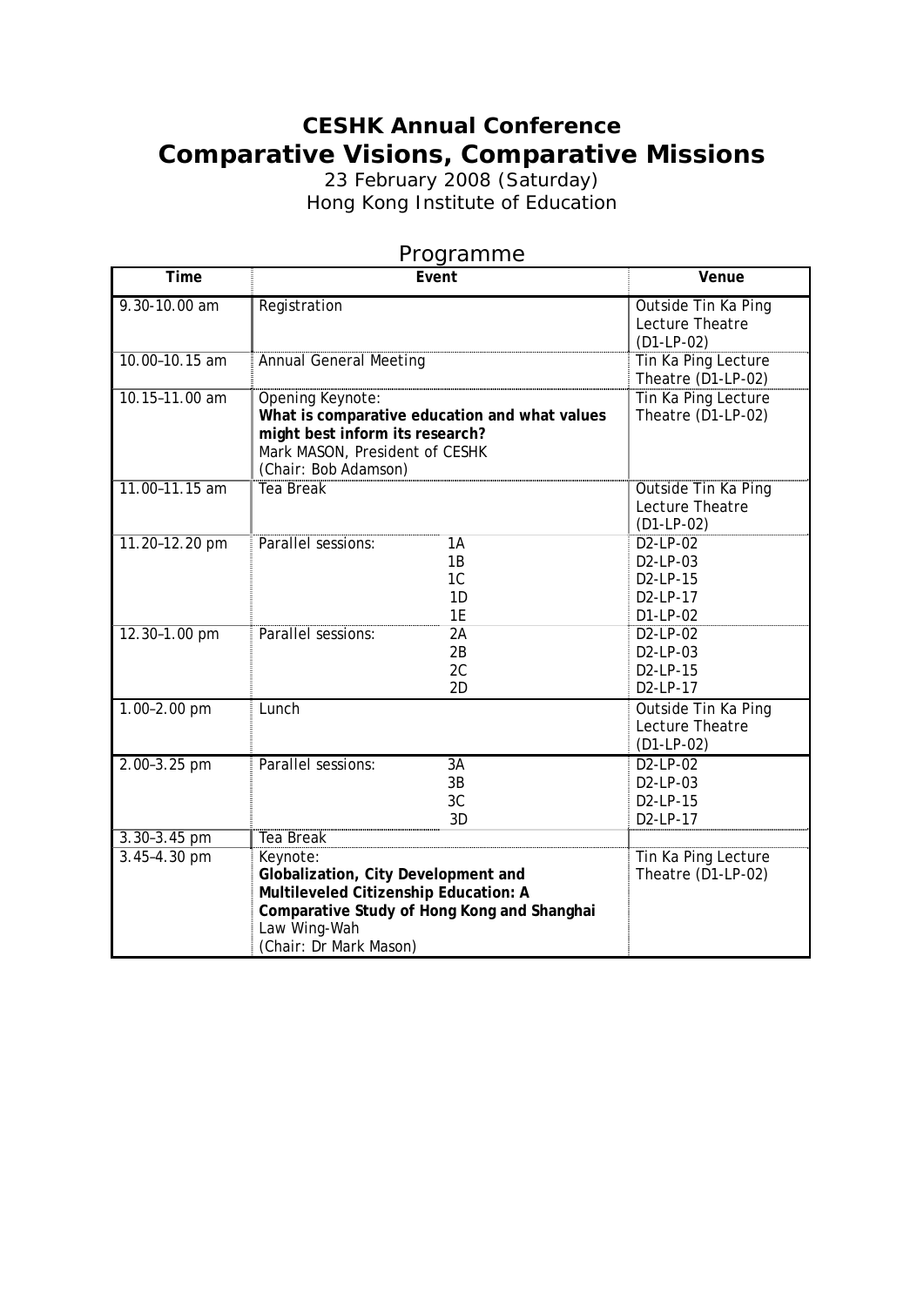# CESHK Annual Conference

# Comparative Visions, Comparative Missions

23 February 2008 (Saturday)

Hong Kong Institute of Education

## Programme

| Time | Event | Venue |
|---|---|---|
| 9.30-10.00 am | Registration | Outside Tin Ka Ping Lecture Theatre (D1-LP-02) |
| 10.00–10.15 am | Annual General Meeting | Tin Ka Ping Lecture Theatre (D1-LP-02) |
| 10.15–11.00 am | Opening Keynote:<br>**What is comparative education and what values might best inform its research?**<br>Mark MASON, President of CESHK<br>(Chair: Bob Adamson) | Tin Ka Ping Lecture Theatre (D1-LP-02) |
| 11.00–11.15 am | Tea Break | Outside Tin Ka Ping Lecture Theatre (D1-LP-02) |
| 11.20–12.20 pm | Parallel sessions: 1A<br>1B<br>1C<br>1D<br>1E | D2-LP-02<br>D2-LP-03<br>D2-LP-15<br>D2-LP-17<br>D1-LP-02 |
| 12.30–1.00 pm | Parallel sessions: 2A<br>2B<br>2C<br>2D | D2-LP-02<br>D2-LP-03<br>D2-LP-15<br>D2-LP-17 |
| 1.00–2.00 pm | Lunch | Outside Tin Ka Ping Lecture Theatre (D1-LP-02) |
| 2.00–3.25 pm | Parallel sessions: 3A<br>3B<br>3C<br>3D | D2-LP-02<br>D2-LP-03<br>D2-LP-15<br>D2-LP-17 |
| 3.30–3.45 pm | Tea Break | |
| 3.45–4.30 pm | Keynote:<br>**Globalization, City Development and Multileveled Citizenship Education: A Comparative Study of Hong Kong and Shanghai**<br>Law Wing-Wah<br>(Chair: Dr Mark Mason) | Tin Ka Ping Lecture Theatre (D1-LP-02) |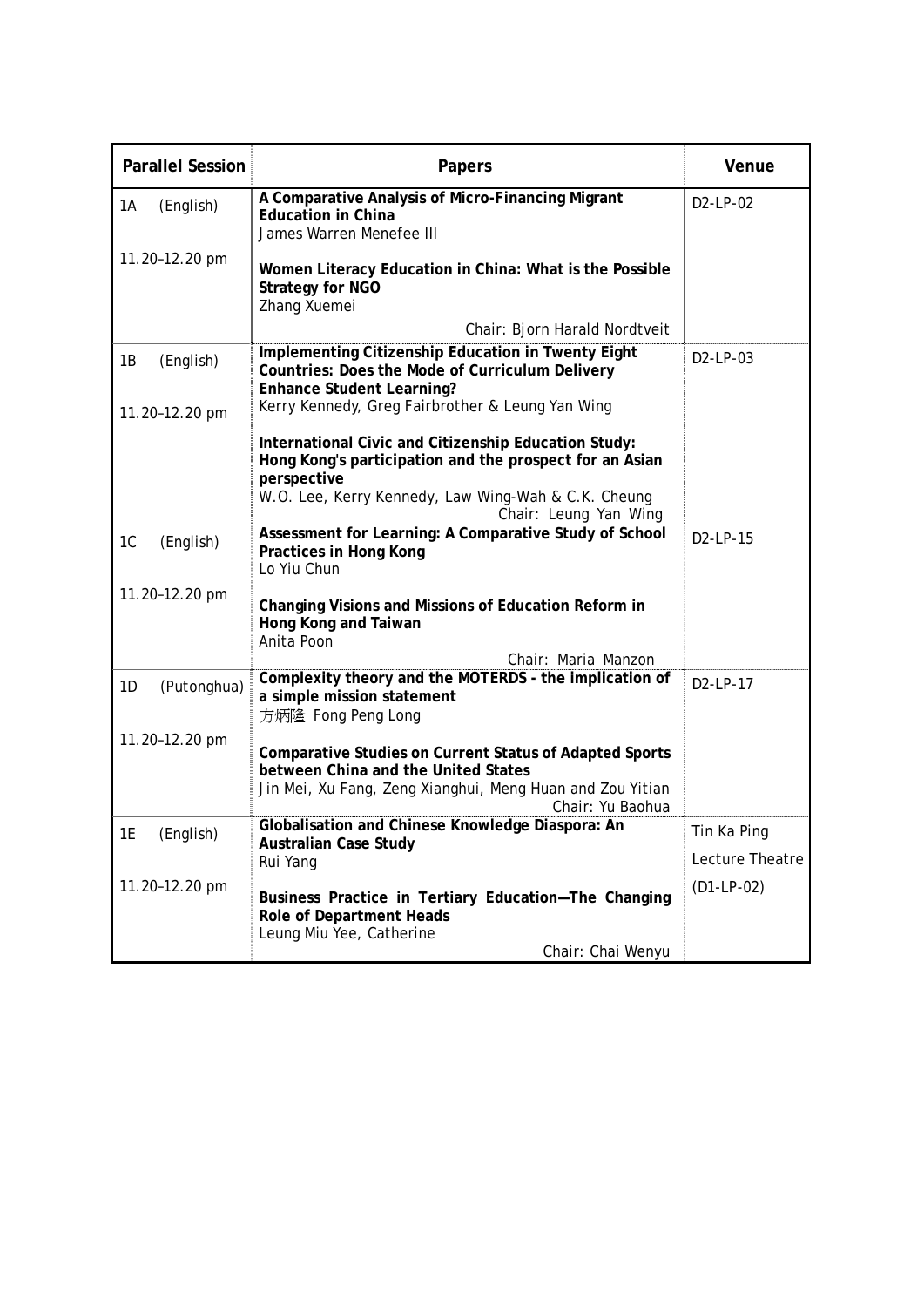| Parallel Session | Papers | Venue |
|---|---|---|
| 1A (English)<br><br>11.20–12.20 pm | **A Comparative Analysis of Micro-Financing Migrant Education in China**<br>James Warren Menefee III<br><br>**Women Literacy Education in China: What is the Possible Strategy for NGO**<br>Zhang Xuemei<br><br>Chair: Bjorn Harald Nordtveit | D2-LP-02 |
| 1B (English)<br><br>11.20–12.20 pm | **Implementing Citizenship Education in Twenty Eight Countries: Does the Mode of Curriculum Delivery Enhance Student Learning?**<br>Kerry Kennedy, Greg Fairbrother & Leung Yan Wing<br><br>**International Civic and Citizenship Education Study: Hong Kong's participation and the prospect for an Asian perspective**<br>W.O. Lee, Kerry Kennedy, Law Wing-Wah & C.K. Cheung<br>Chair: Leung Yan Wing | D2-LP-03 |
| 1C (English)<br><br>11.20–12.20 pm | **Assessment for Learning: A Comparative Study of School Practices in Hong Kong**<br>Lo Yiu Chun<br><br>**Changing Visions and Missions of Education Reform in Hong Kong and Taiwan**<br>Anita Poon<br><br>Chair: Maria Manzon | D2-LP-15 |
| 1D (Putonghua)<br><br>11.20–12.20 pm | **Complexity theory and the MOTERDS - the implication of a simple mission statement**<br>方炳隆 Fong Peng Long<br><br>**Comparative Studies on Current Status of Adapted Sports between China and the United States**<br>Jin Mei, Xu Fang, Zeng Xianghui, Meng Huan and Zou Yitian<br>Chair: Yu Baohua | D2-LP-17 |
| 1E (English)<br><br>11.20–12.20 pm | **Globalisation and Chinese Knowledge Diaspora: An Australian Case Study**<br>Rui Yang<br><br>**Business Practice in Tertiary Education—The Changing Role of Department Heads**<br>Leung Miu Yee, Catherine<br>Chair: Chai Wenyu | Tin Ka Ping Lecture Theatre (D1-LP-02) |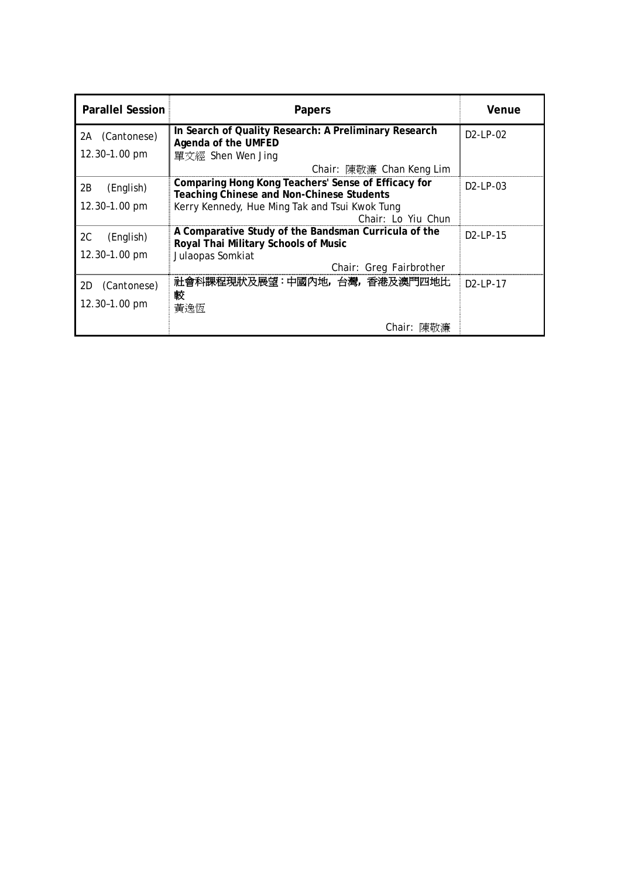| Parallel Session | Papers | Venue |
|---|---|---|
| 2A (Cantonese)<br>12.30–1.00 pm | **In Search of Quality Research: A Preliminary Research Agenda of the UMFED**<br>單文經 Shen Wen Jing<br>Chair: 陳敬濂 Chan Keng Lim | D2-LP-02 |
| 2B (English)<br>12.30–1.00 pm | **Comparing Hong Kong Teachers' Sense of Efficacy for Teaching Chinese and Non-Chinese Students**<br>Kerry Kennedy, Hue Ming Tak and Tsui Kwok Tung<br>Chair: Lo Yiu Chun | D2-LP-03 |
| 2C (English)<br>12.30–1.00 pm | **A Comparative Study of the Bandsman Curricula of the Royal Thai Military Schools of Music**<br>Julaopas Somkiat<br>Chair: Greg Fairbrother | D2-LP-15 |
| 2D (Cantonese)<br>12.30–1.00 pm | **社會科課程現狀及展望：中國內地，台灣，香港及澳門四地比較**<br>黃逸恆<br>Chair: 陳敬濂 | D2-LP-17 |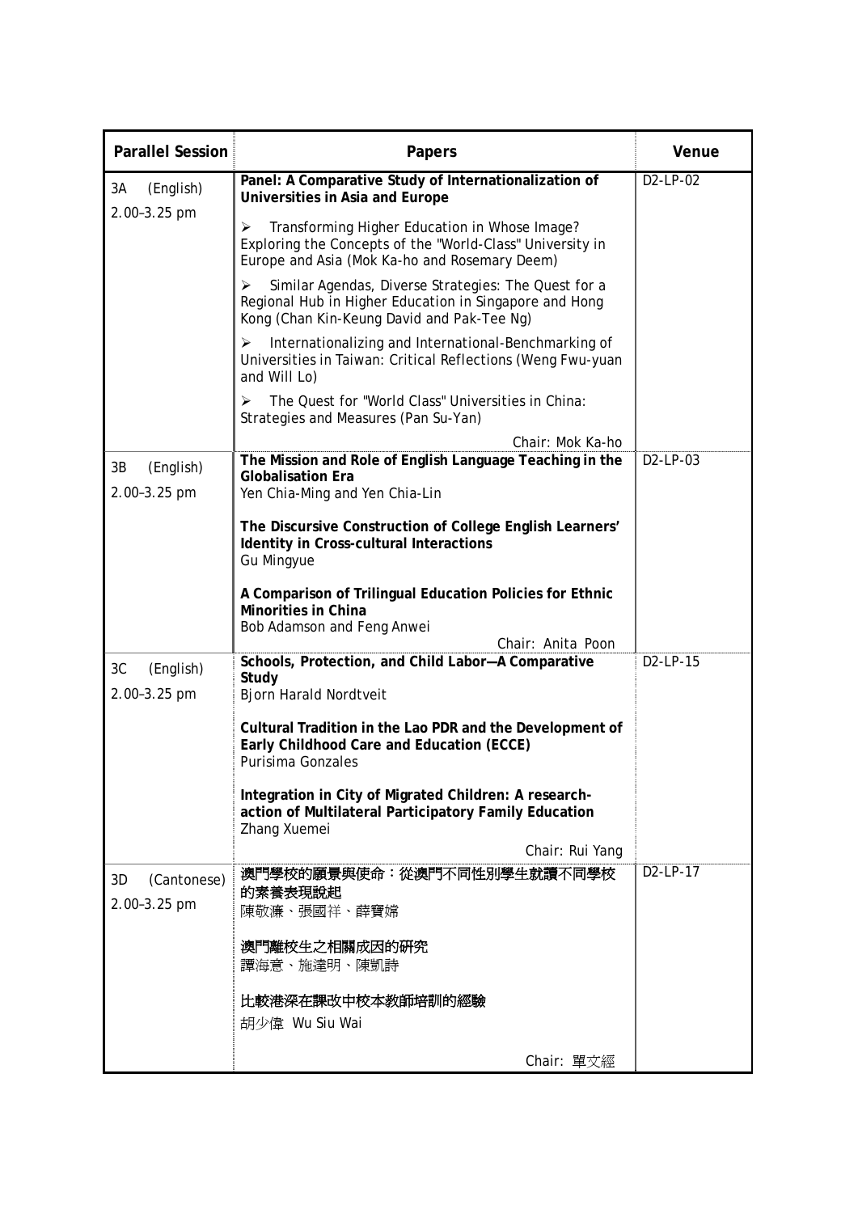| Parallel Session | Papers | Venue |
| --- | --- | --- |
| 3A (English)<br>2.00–3.25 pm | **Panel: A Comparative Study of Internationalization of Universities in Asia and Europe**<br>➢ Transforming Higher Education in Whose Image? Exploring the Concepts of the "World-Class" University in Europe and Asia (Mok Ka-ho and Rosemary Deem)<br>➢ Similar Agendas, Diverse Strategies: The Quest for a Regional Hub in Higher Education in Singapore and Hong Kong (Chan Kin-Keung David and Pak-Tee Ng)<br>➢ Internationalizing and International-Benchmarking of Universities in Taiwan: Critical Reflections (Weng Fwu-yuan and Will Lo)<br>➢ The Quest for "World Class" Universities in China: Strategies and Measures (Pan Su-Yan)<br>Chair: Mok Ka-ho | D2-LP-02 |
| 3B (English)<br>2.00–3.25 pm | **The Mission and Role of English Language Teaching in the Globalisation Era**<br>Yen Chia-Ming and Yen Chia-Lin<br>**The Discursive Construction of College English Learners' Identity in Cross-cultural Interactions**<br>Gu Mingyue<br>**A Comparison of Trilingual Education Policies for Ethnic Minorities in China**<br>Bob Adamson and Feng Anwei<br>Chair: Anita Poon | D2-LP-03 |
| 3C (English)<br>2.00–3.25 pm | **Schools, Protection, and Child Labor—A Comparative Study**<br>Bjorn Harald Nordtveit<br>**Cultural Tradition in the Lao PDR and the Development of Early Childhood Care and Education (ECCE)**<br>Purisima Gonzales<br>**Integration in City of Migrated Children: A research-action of Multilateral Participatory Family Education**<br>Zhang Xuemei<br>Chair: Rui Yang | D2-LP-15 |
| 3D (Cantonese)<br>2.00–3.25 pm | 澳門學校的願景與使命：從澳門不同性別學生就讀不同學校的素養表現說起<br>陳敬濂、張國祥、薛寶嫦<br>澳門離校生之相關成因的研究<br>譚海意、施達明、陳凱詩<br>比較港深在課改中校本教師培訓的經驗<br>胡少偉 Wu Siu Wai<br>Chair: 單文經 | D2-LP-17 |